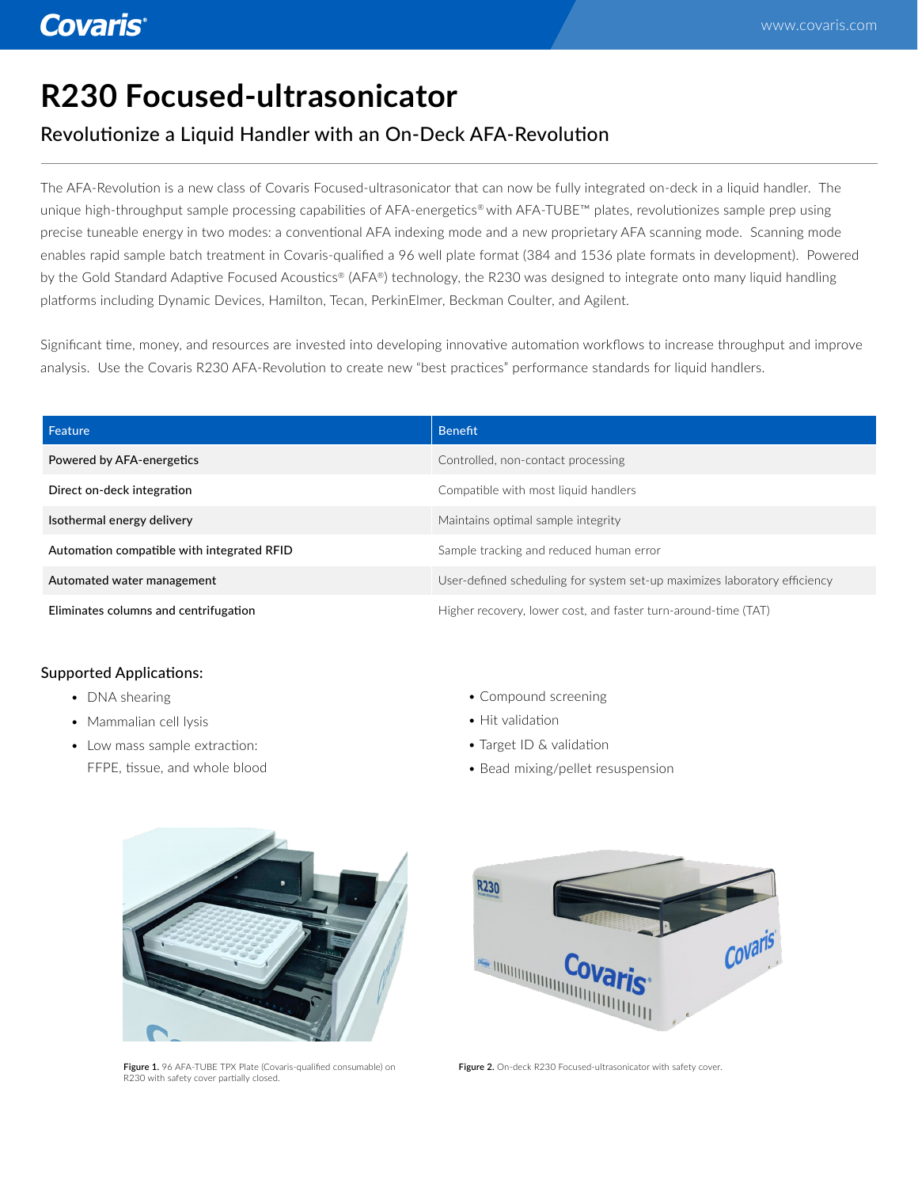# R230 Focused-ultrasonicator

## Revolutionize a Liquid Handler with an On-Deck AFA-Revolution

The AFA-Revolution is a new class of Covaris Focused-ultrasonicator that can now be fully integrated on-deck in a liquid handler. The unique high-throughput sample processing capabilities of AFA-energetics® with AFA-TUBE™ plates, revolutionizes sample prep using precise tuneable energy in two modes: a conventional AFA indexing mode and a new proprietary AFA scanning mode. Scanning mode enables rapid sample batch treatment in Covaris-qualified a 96 well plate format (384 and 1536 plate formats in development). Powered by the Gold Standard Adaptive Focused Acoustics® (AFA®) technology, the R230 was designed to integrate onto many liquid handling platforms including Dynamic Devices, Hamilton, Tecan, PerkinElmer, Beckman Coulter, and Agilent.

Significant time, money, and resources are invested into developing innovative automation workflows to increase throughput and improve analysis. Use the Covaris R230 AFA-Revolution to create new "best practices" performance standards for liquid handlers.

| Feature | Benefit |
|---|---|
| Powered by AFA-energetics | Controlled, non-contact processing |
| Direct on-deck integration | Compatible with most liquid handlers |
| Isothermal energy delivery | Maintains optimal sample integrity |
| Automation compatible with integrated RFID | Sample tracking and reduced human error |
| Automated water management | User-defined scheduling for system set-up maximizes laboratory efficiency |
| Eliminates columns and centrifugation | Higher recovery, lower cost, and faster turn-around-time (TAT) |

### Supported Applications:

- DNA shearing
- Mammalian cell lysis
- Low mass sample extraction: FFPE, tissue, and whole blood
- Compound screening
- Hit validation
- Target ID & validation
- Bead mixing/pellet resuspension

**Figure 1.** 96 AFA-TUBE TPX Plate (Covaris-qualified consumable) on R230 with safety cover partially closed.

**Figure 2.** On-deck R230 Focused-ultrasonicator with safety cover.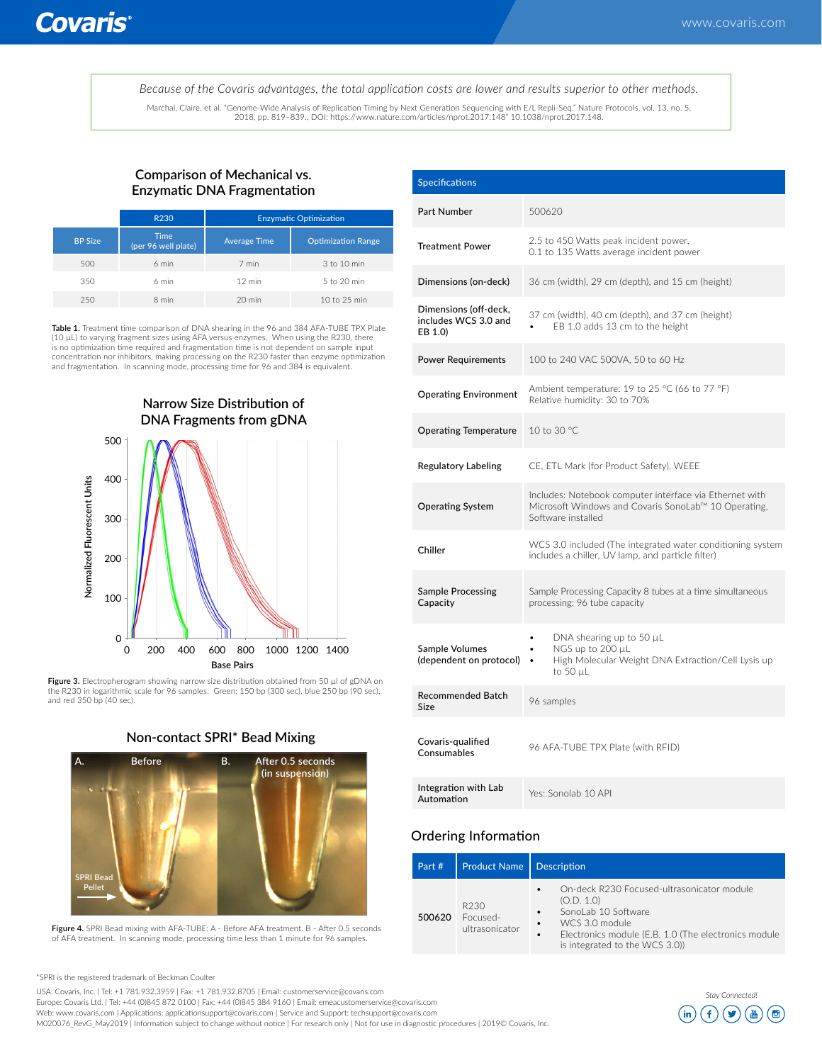*Because of the Covaris advantages, the total application costs are lower and results superior to other methods.*

Marchal, Claire, et al. "Genome-Wide Analysis of Replication Timing by Next Generation Sequencing with E/L Repli-Seq." Nature Protocols, vol. 13, no. 5, 2018, pp. 819–839., DOI: https://www.nature.com/articles/nprot.2017.148" 10.1038/nprot.2017.148.

## Comparison of Mechanical vs. Enzymatic DNA Fragmentation

| | R230 | Enzymatic Optimization | |
|---|---|---|---|
| BP Size | Time (per 96 well plate) | Average Time | Optimization Range |
| 500 | 6 min | 7 min | 3 to 10 min |
| 350 | 6 min | 12 min | 5 to 20 min |
| 250 | 8 min | 20 min | 10 to 25 min |

**Table 1.** Treatment time comparison of DNA shearing in the 96 and 384 AFA-TUBE TPX Plate (10 µL) to varying fragment sizes using AFA versus enzymes. When using the R230, there is no optimization time required and fragmentation time is not dependent on sample input concentration nor inhibitors, making processing on the R230 faster than enzyme optimization and fragmentation. In scanning mode, processing time for 96 and 384 is equivalent.

## Narrow Size Distribution of DNA Fragments from gDNA

Normalized Fluorescent Units

500
400
300
200
100
0

0 200 400 600 800 1000 1200 1400

Base Pairs

**Figure 3.** Electropherogram showing narrow size distribution obtained from 50 µl of gDNA on the R230 in logarithmic scale for 96 samples. Green: 150 bp (300 sec), blue 250 bp (90 sec), and red 350 bp (40 sec).

## Non-contact SPRI* Bead Mixing

A. Before

B. After 0.5 seconds (in suspension)

SPRI Bead Pellet

**Figure 4.** SPRI Bead mixing with AFA-TUBE: A - Before AFA treatment. B - After 0.5 seconds of AFA treatment. In scanning mode, processing time less than 1 minute for 96 samples.

| Specifications | |
|---|---|
| Part Number | 500620 |
| Treatment Power | 2.5 to 450 Watts peak incident power, 0.1 to 135 Watts average incident power |
| Dimensions (on-deck) | 36 cm (width), 29 cm (depth), and 15 cm (height) |
| Dimensions (off-deck, includes WCS 3.0 and EB 1.0) | 37 cm (width), 40 cm (depth), and 37 cm (height)<br>• EB 1.0 adds 13 cm to the height |
| Power Requirements | 100 to 240 VAC 500VA, 50 to 60 Hz |
| Operating Environment | Ambient temperature: 19 to 25 °C (66 to 77 °F)<br>Relative humidity: 30 to 70% |
| Operating Temperature | 10 to 30 °C |
| Regulatory Labeling | CE, ETL Mark (for Product Safety), WEEE |
| Operating System | Includes: Notebook computer interface via Ethernet with Microsoft Windows and Covaris SonoLab™ 10 Operating, Software installed |
| Chiller | WCS 3.0 included (The integrated water conditioning system includes a chiller, UV lamp, and particle filter) |
| Sample Processing Capacity | Sample Processing Capacity 8 tubes at a time simultaneous processing; 96 tube capacity |
| Sample Volumes (dependent on protocol) | • DNA shearing up to 50 µL<br>• NGS up to 200 µL<br>• High Molecular Weight DNA Extraction/Cell Lysis up to 50 µL |
| Recommended Batch Size | 96 samples |
| Covaris-qualified Consumables | 96 AFA-TUBE TPX Plate (with RFID) |
| Integration with Lab Automation | Yes: Sonolab 10 API |

## Ordering Information

| Part # | Product Name | Description |
|---|---|---|
| 500620 | R230 Focused-ultrasonicator | • On-deck R230 Focused-ultrasonicator module (O.D. 1.0)<br>• SonoLab 10 Software<br>• WCS 3.0 module<br>• Electronics module (E.B. 1.0 (The electronics module is integrated to the WCS 3.0)) |

*SPRI is the registered trademark of Beckman Coulter

USA: Covaris, Inc. | Tel: +1 781.932.3959 | Fax: +1 781.932.8705 | Email: customerservice@covaris.com
Europe: Covaris Ltd. | Tel: +44 (0)845 872 0100 | Fax: +44 (0)845 384 9160 | Email: emeacustomerservice@covaris.com
Web: www.covaris.com | Applications: applicationsupport@covaris.com | Service and Support: techsupport@covaris.com
M020076_RevG_May2019 | Information subject to change without notice | For research only | Not for use in diagnostic procedures | 2019© Covaris, Inc.

*Stay Connected!*